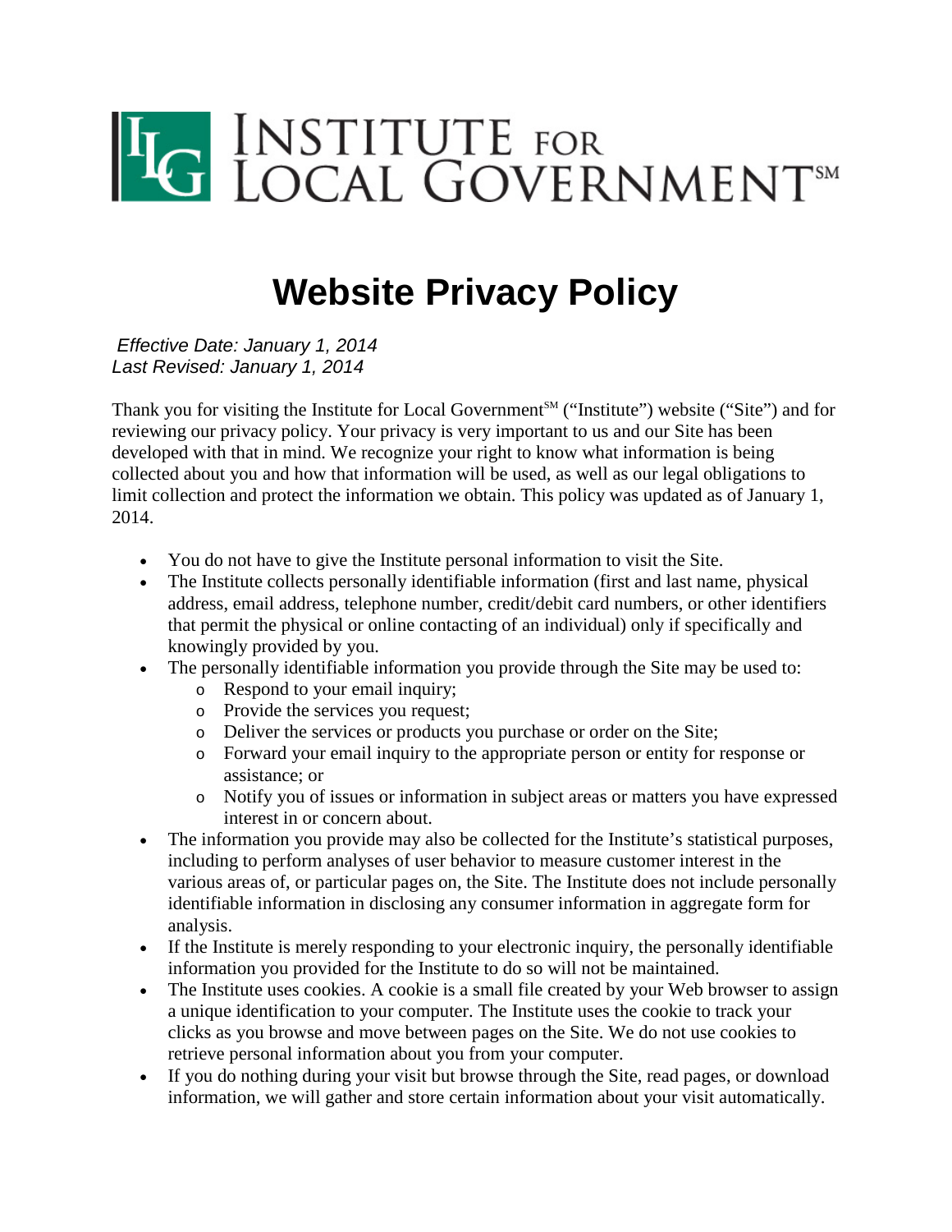# INSTITUTE FOR LOCAL GOVERNMENT℠

# Website Privacy Policy

*Effective Date: January 1, 2014*
*Last Revised: January 1, 2014*

Thank you for visiting the Institute for Local Government℠ ("Institute") website ("Site") and for reviewing our privacy policy. Your privacy is very important to us and our Site has been developed with that in mind. We recognize your right to know what information is being collected about you and how that information will be used, as well as our legal obligations to limit collection and protect the information we obtain. This policy was updated as of January 1, 2014.

- You do not have to give the Institute personal information to visit the Site.
- The Institute collects personally identifiable information (first and last name, physical address, email address, telephone number, credit/debit card numbers, or other identifiers that permit the physical or online contacting of an individual) only if specifically and knowingly provided by you.
- The personally identifiable information you provide through the Site may be used to:
  - Respond to your email inquiry;
  - Provide the services you request;
  - Deliver the services or products you purchase or order on the Site;
  - Forward your email inquiry to the appropriate person or entity for response or assistance; or
  - Notify you of issues or information in subject areas or matters you have expressed interest in or concern about.
- The information you provide may also be collected for the Institute's statistical purposes, including to perform analyses of user behavior to measure customer interest in the various areas of, or particular pages on, the Site. The Institute does not include personally identifiable information in disclosing any consumer information in aggregate form for analysis.
- If the Institute is merely responding to your electronic inquiry, the personally identifiable information you provided for the Institute to do so will not be maintained.
- The Institute uses cookies. A cookie is a small file created by your Web browser to assign a unique identification to your computer. The Institute uses the cookie to track your clicks as you browse and move between pages on the Site. We do not use cookies to retrieve personal information about you from your computer.
- If you do nothing during your visit but browse through the Site, read pages, or download information, we will gather and store certain information about your visit automatically.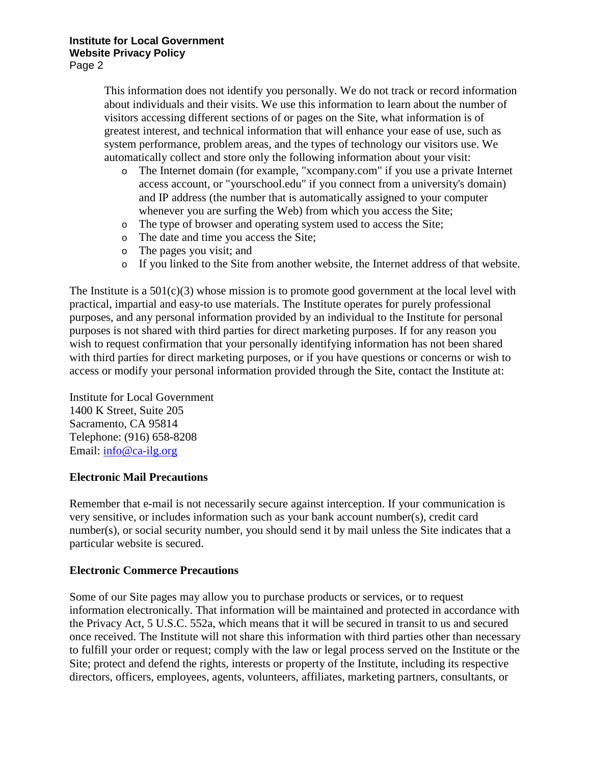This information does not identify you personally. We do not track or record information about individuals and their visits. We use this information to learn about the number of visitors accessing different sections of or pages on the Site, what information is of greatest interest, and technical information that will enhance your ease of use, such as system performance, problem areas, and the types of technology our visitors use. We automatically collect and store only the following information about your visit:

- The Internet domain (for example, "xcompany.com" if you use a private Internet access account, or "yourschool.edu" if you connect from a university's domain) and IP address (the number that is automatically assigned to your computer whenever you are surfing the Web) from which you access the Site;
- The type of browser and operating system used to access the Site;
- The date and time you access the Site;
- The pages you visit; and
- If you linked to the Site from another website, the Internet address of that website.

The Institute is a 501(c)(3) whose mission is to promote good government at the local level with practical, impartial and easy-to use materials. The Institute operates for purely professional purposes, and any personal information provided by an individual to the Institute for personal purposes is not shared with third parties for direct marketing purposes. If for any reason you wish to request confirmation that your personally identifying information has not been shared with third parties for direct marketing purposes, or if you have questions or concerns or wish to access or modify your personal information provided through the Site, contact the Institute at:

Institute for Local Government
1400 K Street, Suite 205
Sacramento, CA 95814
Telephone: (916) 658-8208
Email: info@ca-ilg.org

**Electronic Mail Precautions**

Remember that e-mail is not necessarily secure against interception. If your communication is very sensitive, or includes information such as your bank account number(s), credit card number(s), or social security number, you should send it by mail unless the Site indicates that a particular website is secured.

**Electronic Commerce Precautions**

Some of our Site pages may allow you to purchase products or services, or to request information electronically. That information will be maintained and protected in accordance with the Privacy Act, 5 U.S.C. 552a, which means that it will be secured in transit to us and secured once received. The Institute will not share this information with third parties other than necessary to fulfill your order or request; comply with the law or legal process served on the Institute or the Site; protect and defend the rights, interests or property of the Institute, including its respective directors, officers, employees, agents, volunteers, affiliates, marketing partners, consultants, or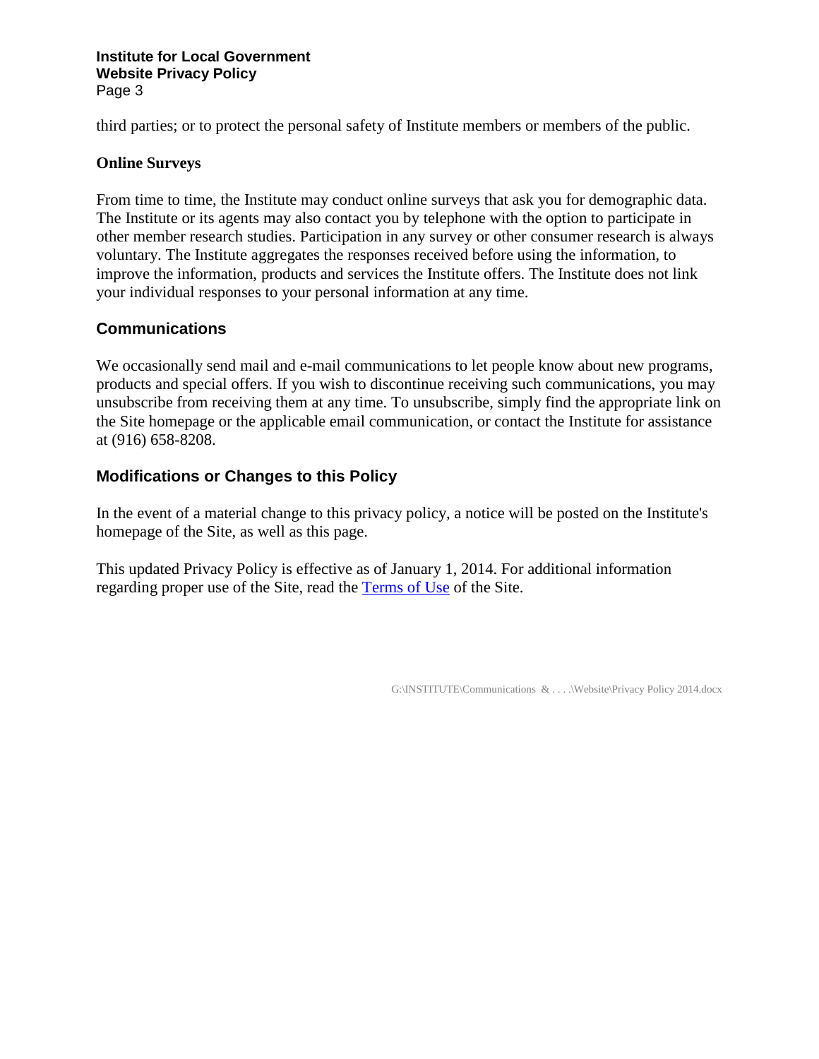third parties; or to protect the personal safety of Institute members or members of the public.

**Online Surveys**

From time to time, the Institute may conduct online surveys that ask you for demographic data. The Institute or its agents may also contact you by telephone with the option to participate in other member research studies. Participation in any survey or other consumer research is always voluntary. The Institute aggregates the responses received before using the information, to improve the information, products and services the Institute offers. The Institute does not link your individual responses to your personal information at any time.

## Communications

We occasionally send mail and e-mail communications to let people know about new programs, products and special offers. If you wish to discontinue receiving such communications, you may unsubscribe from receiving them at any time. To unsubscribe, simply find the appropriate link on the Site homepage or the applicable email communication, or contact the Institute for assistance at (916) 658-8208.

## Modifications or Changes to this Policy

In the event of a material change to this privacy policy, a notice will be posted on the Institute's homepage of the Site, as well as this page.

This updated Privacy Policy is effective as of January 1, 2014. For additional information regarding proper use of the Site, read the Terms of Use of the Site.

G:\INSTITUTE\Communications & . . . .\Website\Privacy Policy 2014.docx